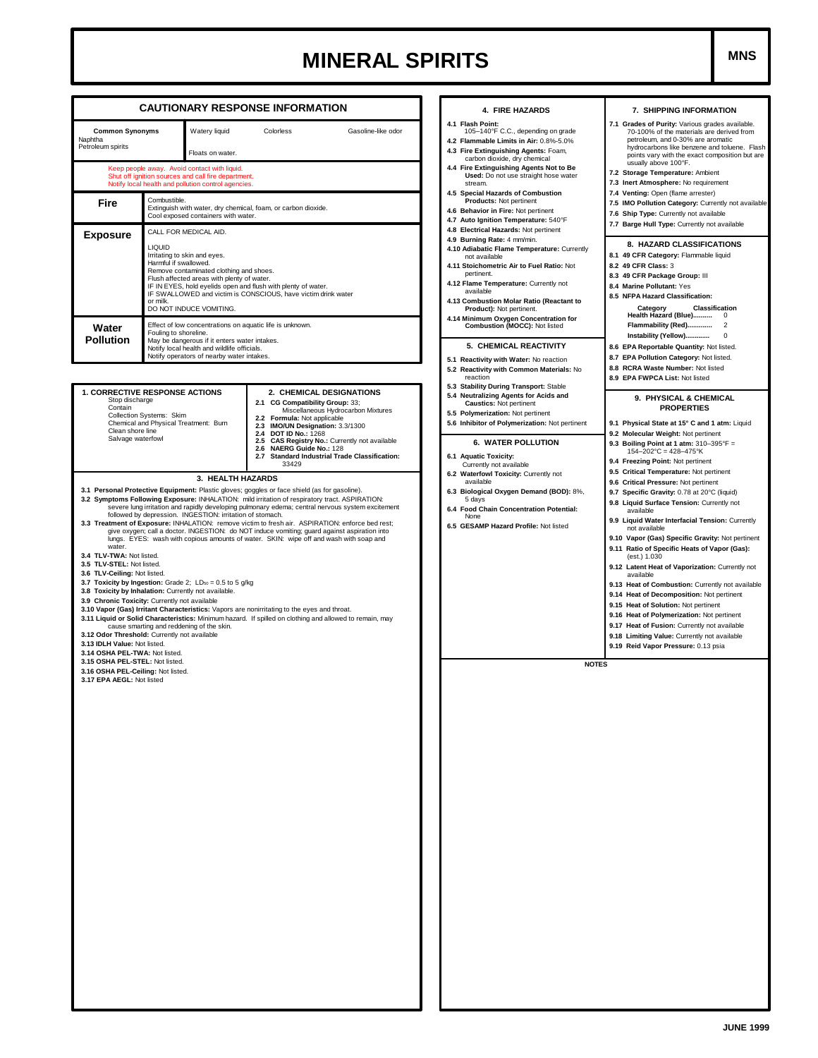# MINERAL SPIRITS

**MNS**

## CAUTIONARY RESPONSE INFORMATION

| | | | |
|---|---|---|---|
| **Common Synonyms**<br>Naphtha<br>Petroleum spirits | Watery liquid<br><br>Floats on water. | Colorless | Gasoline-like odor |

Keep people away. Avoid contact with liquid.
Shut off ignition sources and call fire department.
Notify local health and pollution control agencies.

| | |
|---|---|
| **Fire** | Combustible.<br>Extinguish with water, dry chemical, foam, or carbon dioxide.<br>Cool exposed containers with water. |
| **Exposure** | CALL FOR MEDICAL AID.<br><br>LIQUID<br>Irritating to skin and eyes.<br>Harmful if swallowed.<br>Remove contaminated clothing and shoes.<br>Flush affected areas with plenty of water.<br>IF IN EYES, hold eyelids open and flush with plenty of water.<br>IF SWALLOWED and victim is CONSCIOUS, have victim drink water or milk.<br>DO NOT INDUCE VOMITING. |
| **Water Pollution** | Effect of low concentrations on aquatic life is unknown.<br>Fouling to shoreline.<br>May be dangerous if it enters water intakes.<br>Notify local health and wildlife officials.<br>Notify operators of nearby water intakes. |

### 1. CORRECTIVE RESPONSE ACTIONS

Stop discharge
Contain
Collection Systems: Skim
Chemical and Physical Treatment: Burn
Clean shore line
Salvage waterfowl

### 2. CHEMICAL DESIGNATIONS

**2.1 CG Compatibility Group:** 33; Miscellaneous Hydrocarbon Mixtures
**2.2 Formula:** Not applicable
**2.3 IMO/UN Designation:** 3.3/1300
**2.4 DOT ID No.:** 1268
**2.5 CAS Registry No.:** Currently not available
**2.6 NAERG Guide No.:** 128
**2.7 Standard Industrial Trade Classification:** 33429

### 3. HEALTH HAZARDS

**3.1 Personal Protective Equipment:** Plastic gloves; goggles or face shield (as for gasoline).
**3.2 Symptoms Following Exposure:** INHALATION: mild irritation of respiratory tract. ASPIRATION: severe lung irritation and rapidly developing pulmonary edema; central nervous system excitement followed by depression. INGESTION: irritation of stomach.
**3.3 Treatment of Exposure:** INHALATION: remove victim to fresh air. ASPIRATION: enforce bed rest; give oxygen; call a doctor. INGESTION: do NOT induce vomiting; guard against aspiration into lungs. EYES: wash with copious amounts of water. SKIN: wipe off and wash with soap and water.
**3.4 TLV-TWA:** Not listed.
**3.5 TLV-STEL:** Not listed.
**3.6 TLV-Ceiling:** Not listed.
**3.7 Toxicity by Ingestion:** Grade 2; $LD_{50}$ = 0.5 to 5 g/kg
**3.8 Toxicity by Inhalation:** Currently not available.
**3.9 Chronic Toxicity:** Currently not available
**3.10 Vapor (Gas) Irritant Characteristics:** Vapors are nonirritating to the eyes and throat.
**3.11 Liquid or Solid Characteristics:** Minimum hazard. If spilled on clothing and allowed to remain, may cause smarting and reddening of the skin.
**3.12 Odor Threshold:** Currently not available
**3.13 IDLH Value:** Not listed.
**3.14 OSHA PEL-TWA:** Not listed.
**3.15 OSHA PEL-STEL:** Not listed.
**3.16 OSHA PEL-Ceiling:** Not listed.
**3.17 EPA AEGL:** Not listed

### 4. FIRE HAZARDS

**4.1 Flash Point:** 105–140°F C.C., depending on grade
**4.2 Flammable Limits in Air:** 0.8%-5.0%
**4.3 Fire Extinguishing Agents:** Foam, carbon dioxide, dry chemical
**4.4 Fire Extinguishing Agents Not to Be Used:** Do not use straight hose water stream.
**4.5 Special Hazards of Combustion Products:** Not pertinent
**4.6 Behavior in Fire:** Not pertinent
**4.7 Auto Ignition Temperature:** 540°F
**4.8 Electrical Hazards:** Not pertinent
**4.9 Burning Rate:** 4 mm/min.
**4.10 Adiabatic Flame Temperature:** Currently not available
**4.11 Stoichometric Air to Fuel Ratio:** Not pertinent.
**4.12 Flame Temperature:** Currently not available
**4.13 Combustion Molar Ratio (Reactant to Product):** Not pertinent.
**4.14 Minimum Oxygen Concentration for Combustion (MOCC):** Not listed

### 5. CHEMICAL REACTIVITY

**5.1 Reactivity with Water:** No reaction
**5.2 Reactivity with Common Materials:** No reaction
**5.3 Stability During Transport:** Stable
**5.4 Neutralizing Agents for Acids and Caustics:** Not pertinent
**5.5 Polymerization:** Not pertinent
**5.6 Inhibitor of Polymerization:** Not pertinent

### 6. WATER POLLUTION

**6.1 Aquatic Toxicity:** Currently not available
**6.2 Waterfowl Toxicity:** Currently not available
**6.3 Biological Oxygen Demand (BOD):** 8%, 5 days
**6.4 Food Chain Concentration Potential:** None
**6.5 GESAMP Hazard Profile:** Not listed

### 7. SHIPPING INFORMATION

**7.1 Grades of Purity:** Various grades available. 70-100% of the materials are derived from petroleum, and 0-30% are aromatic hydrocarbons like benzene and toluene. Flash points vary with the exact composition but are usually above 100°F.
**7.2 Storage Temperature:** Ambient
**7.3 Inert Atmosphere:** No requirement
**7.4 Venting:** Open (flame arrester)
**7.5 IMO Pollution Category:** Currently not available
**7.6 Ship Type:** Currently not available
**7.7 Barge Hull Type:** Currently not available

### 8. HAZARD CLASSIFICATIONS

**8.1 49 CFR Category:** Flammable liquid
**8.2 49 CFR Class:** 3
**8.3 49 CFR Package Group:** III
**8.4 Marine Pollutant:** Yes
**8.5 NFPA Hazard Classification:**

| Category | Classification |
|---|---|
| Health Hazard (Blue).......... | 0 |
| Flammability (Red)............ | 2 |
| Instability (Yellow)............ | 0 |

**8.6 EPA Reportable Quantity:** Not listed.
**8.7 EPA Pollution Category:** Not listed.
**8.8 RCRA Waste Number:** Not listed
**8.9 EPA FWPCA List:** Not listed

### 9. PHYSICAL & CHEMICAL PROPERTIES

**9.1 Physical State at 15° C and 1 atm:** Liquid
**9.2 Molecular Weight:** Not pertinent
**9.3 Boiling Point at 1 atm:** 310–395°F = 154–202°C = 428–475°K
**9.4 Freezing Point:** Not pertinent
**9.5 Critical Temperature:** Not pertinent
**9.6 Critical Pressure:** Not pertinent
**9.7 Specific Gravity:** 0.78 at 20°C (liquid)
**9.8 Liquid Surface Tension:** Currently not available
**9.9 Liquid Water Interfacial Tension:** Currently not available
**9.10 Vapor (Gas) Specific Gravity:** Not pertinent
**9.11 Ratio of Specific Heats of Vapor (Gas):** (est.) 1.030
**9.12 Latent Heat of Vaporization:** Currently not available
**9.13 Heat of Combustion:** Currently not available
**9.14 Heat of Decomposition:** Not pertinent
**9.15 Heat of Solution:** Not pertinent
**9.16 Heat of Polymerization:** Not pertinent
**9.17 Heat of Fusion:** Currently not available
**9.18 Limiting Value:** Currently not available
**9.19 Reid Vapor Pressure:** 0.13 psia

### NOTES

JUNE 1999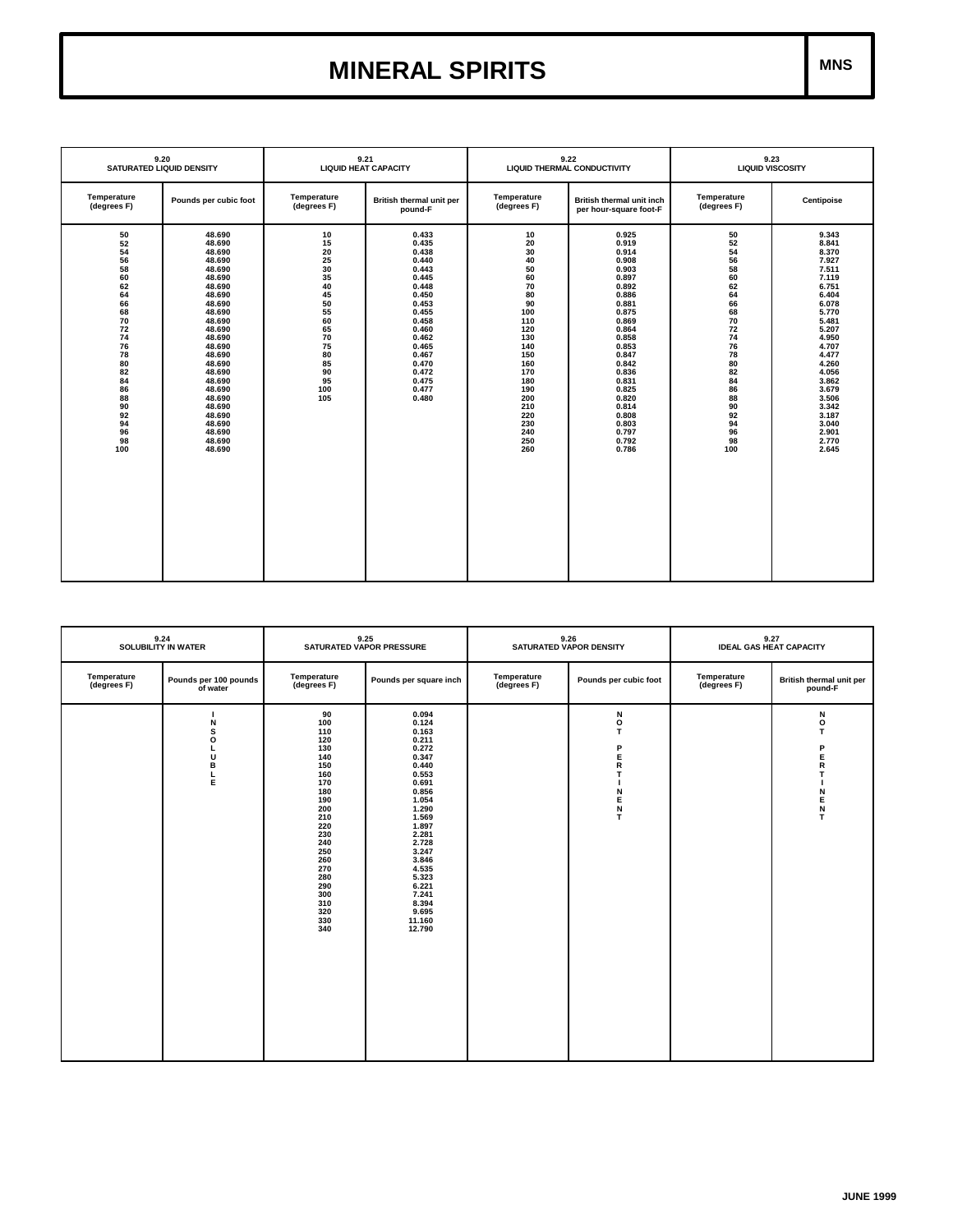# MINERAL SPIRITS

MNS

| 9.20 SATURATED LIQUID DENSITY | | 9.21 LIQUID HEAT CAPACITY | | 9.22 LIQUID THERMAL CONDUCTIVITY | | 9.23 LIQUID VISCOSITY | |
|---|---|---|---|---|---|---|---|
| Temperature (degrees F) | Pounds per cubic foot | Temperature (degrees F) | British thermal unit per pound-F | Temperature (degrees F) | British thermal unit inch per hour-square foot-F | Temperature (degrees F) | Centipoise |
| 50 | 48.690 | 10 | 0.433 | 10 | 0.925 | 50 | 9.343 |
| 52 | 48.690 | 15 | 0.435 | 20 | 0.919 | 52 | 8.841 |
| 54 | 48.690 | 20 | 0.438 | 30 | 0.914 | 54 | 8.370 |
| 56 | 48.690 | 25 | 0.440 | 40 | 0.908 | 56 | 7.927 |
| 58 | 48.690 | 30 | 0.443 | 50 | 0.903 | 58 | 7.511 |
| 60 | 48.690 | 35 | 0.445 | 60 | 0.897 | 60 | 7.119 |
| 62 | 48.690 | 40 | 0.448 | 70 | 0.892 | 62 | 6.751 |
| 64 | 48.690 | 45 | 0.450 | 80 | 0.886 | 64 | 6.404 |
| 66 | 48.690 | 50 | 0.453 | 90 | 0.881 | 66 | 6.078 |
| 68 | 48.690 | 55 | 0.455 | 100 | 0.875 | 68 | 5.770 |
| 70 | 48.690 | 60 | 0.458 | 110 | 0.869 | 70 | 5.481 |
| 72 | 48.690 | 65 | 0.460 | 120 | 0.864 | 72 | 5.207 |
| 74 | 48.690 | 70 | 0.462 | 130 | 0.858 | 74 | 4.950 |
| 76 | 48.690 | 75 | 0.465 | 140 | 0.853 | 76 | 4.707 |
| 78 | 48.690 | 80 | 0.467 | 150 | 0.847 | 78 | 4.477 |
| 80 | 48.690 | 85 | 0.470 | 160 | 0.842 | 80 | 4.260 |
| 82 | 48.690 | 90 | 0.472 | 170 | 0.836 | 82 | 4.056 |
| 84 | 48.690 | 95 | 0.475 | 180 | 0.831 | 84 | 3.862 |
| 86 | 48.690 | 100 | 0.477 | 190 | 0.825 | 86 | 3.679 |
| 88 | 48.690 | 105 | 0.480 | 200 | 0.820 | 88 | 3.506 |
| 90 | 48.690 | | | 210 | 0.814 | 90 | 3.342 |
| 92 | 48.690 | | | 220 | 0.808 | 92 | 3.187 |
| 94 | 48.690 | | | 230 | 0.803 | 94 | 3.040 |
| 96 | 48.690 | | | 240 | 0.797 | 96 | 2.901 |
| 98 | 48.690 | | | 250 | 0.792 | 98 | 2.770 |
| 100 | 48.690 | | | 260 | 0.786 | 100 | 2.645 |

| 9.24 SOLUBILITY IN WATER | | 9.25 SATURATED VAPOR PRESSURE | | 9.26 SATURATED VAPOR DENSITY | | 9.27 IDEAL GAS HEAT CAPACITY | |
|---|---|---|---|---|---|---|---|
| Temperature (degrees F) | Pounds per 100 pounds of water | Temperature (degrees F) | Pounds per square inch | Temperature (degrees F) | Pounds per cubic foot | Temperature (degrees F) | British thermal unit per pound-F |
| | INSOLUBLE | 90 | 0.094 | | NOT PERTINENT | | NOT PERTINENT |
| | | 100 | 0.124 | | | | |
| | | 110 | 0.163 | | | | |
| | | 120 | 0.211 | | | | |
| | | 130 | 0.272 | | | | |
| | | 140 | 0.347 | | | | |
| | | 150 | 0.440 | | | | |
| | | 160 | 0.553 | | | | |
| | | 170 | 0.691 | | | | |
| | | 180 | 0.856 | | | | |
| | | 190 | 1.054 | | | | |
| | | 200 | 1.290 | | | | |
| | | 210 | 1.569 | | | | |
| | | 220 | 1.897 | | | | |
| | | 230 | 2.281 | | | | |
| | | 240 | 2.728 | | | | |
| | | 250 | 3.247 | | | | |
| | | 260 | 3.846 | | | | |
| | | 270 | 4.535 | | | | |
| | | 280 | 5.323 | | | | |
| | | 290 | 6.221 | | | | |
| | | 300 | 7.241 | | | | |
| | | 310 | 8.394 | | | | |
| | | 320 | 9.695 | | | | |
| | | 330 | 11.160 | | | | |
| | | 340 | 12.790 | | | | |

JUNE 1999